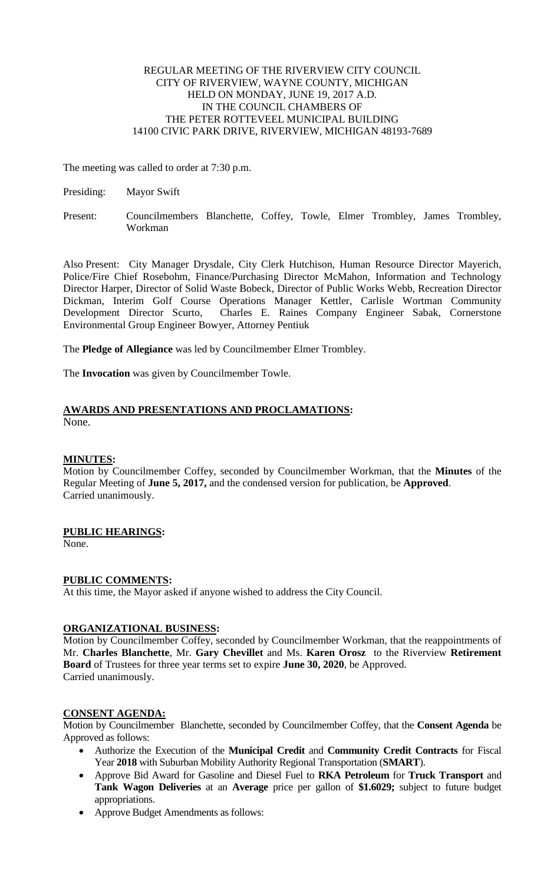REGULAR MEETING OF THE RIVERVIEW CITY COUNCIL
CITY OF RIVERVIEW, WAYNE COUNTY, MICHIGAN
HELD ON MONDAY, JUNE 19, 2017 A.D.
IN THE COUNCIL CHAMBERS OF
THE PETER ROTTEVEEL MUNICIPAL BUILDING
14100 CIVIC PARK DRIVE, RIVERVIEW, MICHIGAN 48193-7689

The meeting was called to order at 7:30 p.m.

Presiding: Mayor Swift

Present: Councilmembers Blanchette, Coffey, Towle, Elmer Trombley, James Trombley, Workman

Also Present: City Manager Drysdale, City Clerk Hutchison, Human Resource Director Mayerich, Police/Fire Chief Rosebohm, Finance/Purchasing Director McMahon, Information and Technology Director Harper, Director of Solid Waste Bobeck, Director of Public Works Webb, Recreation Director Dickman, Interim Golf Course Operations Manager Kettler, Carlisle Wortman Community Development Director Scurto, Charles E. Raines Company Engineer Sabak, Cornerstone Environmental Group Engineer Bowyer, Attorney Pentiuk

The **Pledge of Allegiance** was led by Councilmember Elmer Trombley.

The **Invocation** was given by Councilmember Towle.

**AWARDS AND PRESENTATIONS AND PROCLAMATIONS:**
None.

**MINUTES:**
Motion by Councilmember Coffey, seconded by Councilmember Workman, that the **Minutes** of the Regular Meeting of **June 5, 2017,** and the condensed version for publication, be **Approved**.
Carried unanimously.

**PUBLIC HEARINGS:**
None.

**PUBLIC COMMENTS:**
At this time, the Mayor asked if anyone wished to address the City Council.

**ORGANIZATIONAL BUSINESS:**
Motion by Councilmember Coffey, seconded by Councilmember Workman, that the reappointments of Mr. **Charles Blanchette**, Mr. **Gary Chevillet** and Ms. **Karen Orosz** to the Riverview **Retirement Board** of Trustees for three year terms set to expire **June 30, 2020**, be Approved.
Carried unanimously.

**CONSENT AGENDA:**
Motion by Councilmember Blanchette, seconded by Councilmember Coffey, that the **Consent Agenda** be Approved as follows:

- Authorize the Execution of the **Municipal Credit** and **Community Credit Contracts** for Fiscal Year **2018** with Suburban Mobility Authority Regional Transportation (**SMART**).
- Approve Bid Award for Gasoline and Diesel Fuel to **RKA Petroleum** for **Truck Transport** and **Tank Wagon Deliveries** at an **Average** price per gallon of **$1.6029;** subject to future budget appropriations.
- Approve Budget Amendments as follows: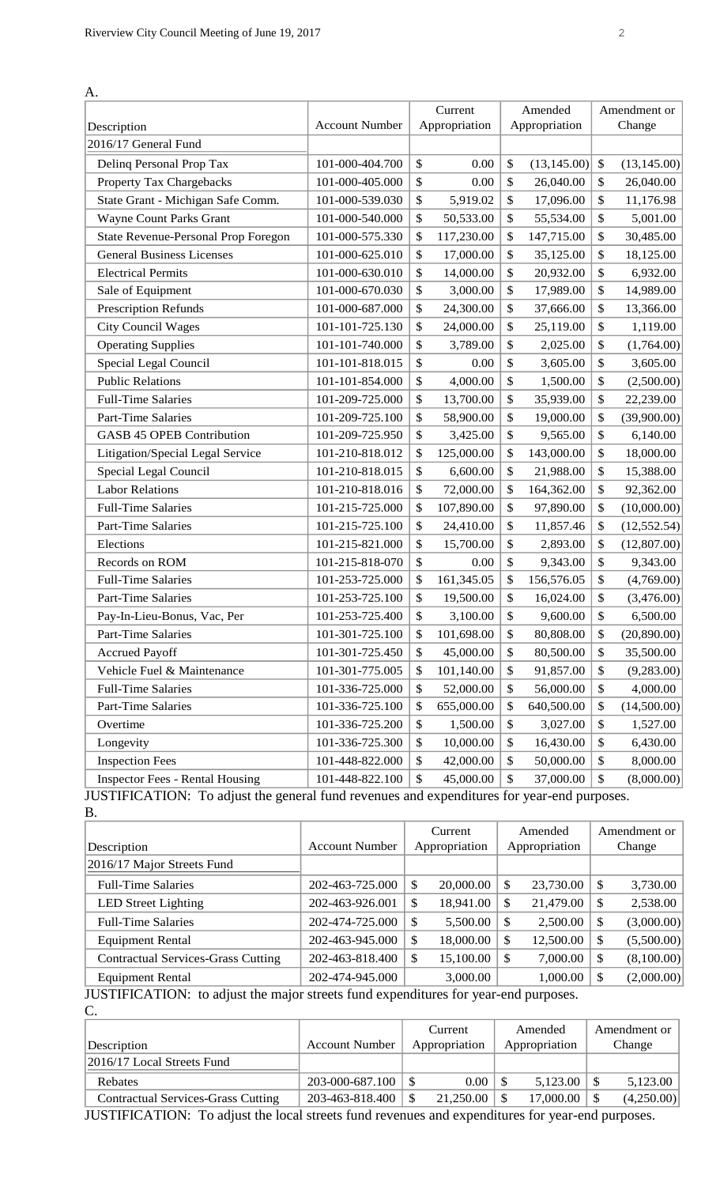A.

| Description | Account Number | Current Appropriation | Amended Appropriation | Amendment or Change |
|---|---|---|---|---|
| 2016/17 General Fund | | | | |
| Delinq Personal Prop Tax | 101-000-404.700 | $ 0.00 | $ (13,145.00) | $ (13,145.00) |
| Property Tax Chargebacks | 101-000-405.000 | $ 0.00 | $ 26,040.00 | $ 26,040.00 |
| State Grant - Michigan Safe Comm. | 101-000-539.030 | $ 5,919.02 | $ 17,096.00 | $ 11,176.98 |
| Wayne Count Parks Grant | 101-000-540.000 | $ 50,533.00 | $ 55,534.00 | $ 5,001.00 |
| State Revenue-Personal Prop Foregon | 101-000-575.330 | $ 117,230.00 | $ 147,715.00 | $ 30,485.00 |
| General Business Licenses | 101-000-625.010 | $ 17,000.00 | $ 35,125.00 | $ 18,125.00 |
| Electrical Permits | 101-000-630.010 | $ 14,000.00 | $ 20,932.00 | $ 6,932.00 |
| Sale of Equipment | 101-000-670.030 | $ 3,000.00 | $ 17,989.00 | $ 14,989.00 |
| Prescription Refunds | 101-000-687.000 | $ 24,300.00 | $ 37,666.00 | $ 13,366.00 |
| City Council Wages | 101-101-725.130 | $ 24,000.00 | $ 25,119.00 | $ 1,119.00 |
| Operating Supplies | 101-101-740.000 | $ 3,789.00 | $ 2,025.00 | $ (1,764.00) |
| Special Legal Council | 101-101-818.015 | $ 0.00 | $ 3,605.00 | $ 3,605.00 |
| Public Relations | 101-101-854.000 | $ 4,000.00 | $ 1,500.00 | $ (2,500.00) |
| Full-Time Salaries | 101-209-725.000 | $ 13,700.00 | $ 35,939.00 | $ 22,239.00 |
| Part-Time Salaries | 101-209-725.100 | $ 58,900.00 | $ 19,000.00 | $ (39,900.00) |
| GASB 45 OPEB Contribution | 101-209-725.950 | $ 3,425.00 | $ 9,565.00 | $ 6,140.00 |
| Litigation/Special Legal Service | 101-210-818.012 | $ 125,000.00 | $ 143,000.00 | $ 18,000.00 |
| Special Legal Council | 101-210-818.015 | $ 6,600.00 | $ 21,988.00 | $ 15,388.00 |
| Labor Relations | 101-210-818.016 | $ 72,000.00 | $ 164,362.00 | $ 92,362.00 |
| Full-Time Salaries | 101-215-725.000 | $ 107,890.00 | $ 97,890.00 | $ (10,000.00) |
| Part-Time Salaries | 101-215-725.100 | $ 24,410.00 | $ 11,857.46 | $ (12,552.54) |
| Elections | 101-215-821.000 | $ 15,700.00 | $ 2,893.00 | $ (12,807.00) |
| Records on ROM | 101-215-818-070 | $ 0.00 | $ 9,343.00 | $ 9,343.00 |
| Full-Time Salaries | 101-253-725.000 | $ 161,345.05 | $ 156,576.05 | $ (4,769.00) |
| Part-Time Salaries | 101-253-725.100 | $ 19,500.00 | $ 16,024.00 | $ (3,476.00) |
| Pay-In-Lieu-Bonus, Vac, Per | 101-253-725.400 | $ 3,100.00 | $ 9,600.00 | $ 6,500.00 |
| Part-Time Salaries | 101-301-725.100 | $ 101,698.00 | $ 80,808.00 | $ (20,890.00) |
| Accrued Payoff | 101-301-725.450 | $ 45,000.00 | $ 80,500.00 | $ 35,500.00 |
| Vehicle Fuel & Maintenance | 101-301-775.005 | $ 101,140.00 | $ 91,857.00 | $ (9,283.00) |
| Full-Time Salaries | 101-336-725.000 | $ 52,000.00 | $ 56,000.00 | $ 4,000.00 |
| Part-Time Salaries | 101-336-725.100 | $ 655,000.00 | $ 640,500.00 | $ (14,500.00) |
| Overtime | 101-336-725.200 | $ 1,500.00 | $ 3,027.00 | $ 1,527.00 |
| Longevity | 101-336-725.300 | $ 10,000.00 | $ 16,430.00 | $ 6,430.00 |
| Inspection Fees | 101-448-822.000 | $ 42,000.00 | $ 50,000.00 | $ 8,000.00 |
| Inspector Fees - Rental Housing | 101-448-822.100 | $ 45,000.00 | $ 37,000.00 | $ (8,000.00) |

JUSTIFICATION: To adjust the general fund revenues and expenditures for year-end purposes.

B.

| Description | Account Number | Current Appropriation | Amended Appropriation | Amendment or Change |
|---|---|---|---|---|
| 2016/17 Major Streets Fund | | | | |
| Full-Time Salaries | 202-463-725.000 | $ 20,000.00 | $ 23,730.00 | $ 3,730.00 |
| LED Street Lighting | 202-463-926.001 | $ 18,941.00 | $ 21,479.00 | $ 2,538.00 |
| Full-Time Salaries | 202-474-725.000 | $ 5,500.00 | $ 2,500.00 | $ (3,000.00) |
| Equipment Rental | 202-463-945.000 | $ 18,000.00 | $ 12,500.00 | $ (5,500.00) |
| Contractual Services-Grass Cutting | 202-463-818.400 | $ 15,100.00 | $ 7,000.00 | $ (8,100.00) |
| Equipment Rental | 202-474-945.000 | 3,000.00 | 1,000.00 | $ (2,000.00) |

JUSTIFICATION: to adjust the major streets fund expenditures for year-end purposes.

C.

| Description | Account Number | Current Appropriation | Amended Appropriation | Amendment or Change |
|---|---|---|---|---|
| 2016/17 Local Streets Fund | | | | |
| Rebates | 203-000-687.100 | $ 0.00 | $ 5,123.00 | $ 5,123.00 |
| Contractual Services-Grass Cutting | 203-463-818.400 | $ 21,250.00 | $ 17,000.00 | $ (4,250.00) |

JUSTIFICATION: To adjust the local streets fund revenues and expenditures for year-end purposes.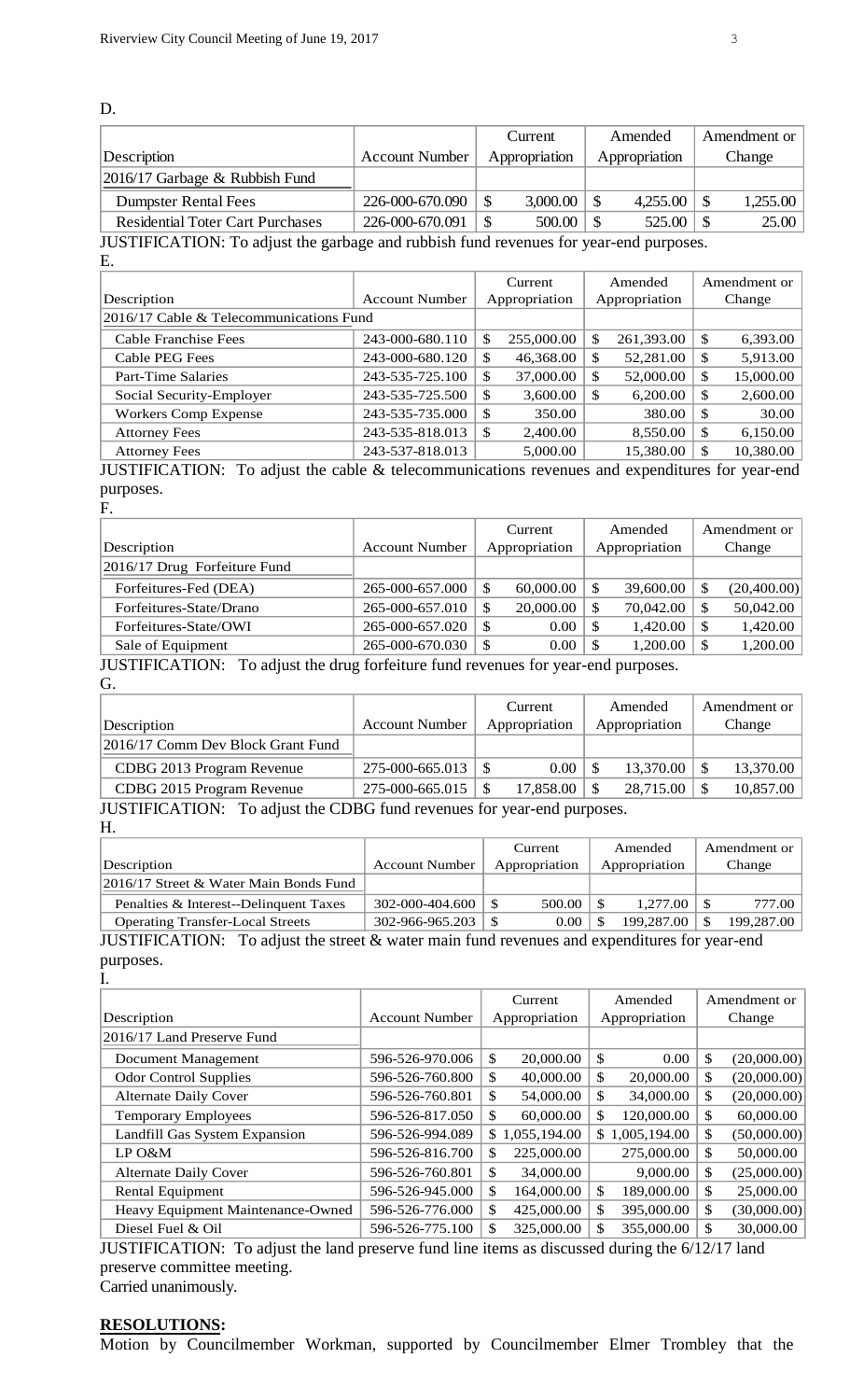D.

| Description | Account Number | Current Appropriation | Amended Appropriation | Amendment or Change |
|---|---|---|---|---|
| 2016/17 Garbage & Rubbish Fund | | | | |
| Dumpster Rental Fees | 226-000-670.090 | $ 3,000.00 | $ 4,255.00 | $ 1,255.00 |
| Residential Toter Cart Purchases | 226-000-670.091 | $ 500.00 | $ 525.00 | $ 25.00 |

JUSTIFICATION: To adjust the garbage and rubbish fund revenues for year-end purposes.

E.

| Description | Account Number | Current Appropriation | Amended Appropriation | Amendment or Change |
|---|---|---|---|---|
| 2016/17 Cable & Telecommunications Fund | | | | |
| Cable Franchise Fees | 243-000-680.110 | $ 255,000.00 | $ 261,393.00 | $ 6,393.00 |
| Cable PEG Fees | 243-000-680.120 | $ 46,368.00 | $ 52,281.00 | $ 5,913.00 |
| Part-Time Salaries | 243-535-725.100 | $ 37,000.00 | $ 52,000.00 | $ 15,000.00 |
| Social Security-Employer | 243-535-725.500 | $ 3,600.00 | $ 6,200.00 | $ 2,600.00 |
| Workers Comp Expense | 243-535-735.000 | $ 350.00 | 380.00 | $ 30.00 |
| Attorney Fees | 243-535-818.013 | $ 2,400.00 | 8,550.00 | $ 6,150.00 |
| Attorney Fees | 243-537-818.013 | 5,000.00 | 15,380.00 | $ 10,380.00 |

JUSTIFICATION: To adjust the cable & telecommunications revenues and expenditures for year-end purposes.

F.

| Description | Account Number | Current Appropriation | Amended Appropriation | Amendment or Change |
|---|---|---|---|---|
| 2016/17 Drug Forfeiture Fund | | | | |
| Forfeitures-Fed (DEA) | 265-000-657.000 | $ 60,000.00 | $ 39,600.00 | $ (20,400.00) |
| Forfeitures-State/Drano | 265-000-657.010 | $ 20,000.00 | $ 70,042.00 | $ 50,042.00 |
| Forfeitures-State/OWI | 265-000-657.020 | $ 0.00 | $ 1,420.00 | $ 1,420.00 |
| Sale of Equipment | 265-000-670.030 | $ 0.00 | $ 1,200.00 | $ 1,200.00 |

JUSTIFICATION: To adjust the drug forfeiture fund revenues for year-end purposes.

G.

| Description | Account Number | Current Appropriation | Amended Appropriation | Amendment or Change |
|---|---|---|---|---|
| 2016/17 Comm Dev Block Grant Fund | | | | |
| CDBG 2013 Program Revenue | 275-000-665.013 | $ 0.00 | $ 13,370.00 | $ 13,370.00 |
| CDBG 2015 Program Revenue | 275-000-665.015 | $ 17,858.00 | $ 28,715.00 | $ 10,857.00 |

JUSTIFICATION: To adjust the CDBG fund revenues for year-end purposes.

H.

| Description | Account Number | Current Appropriation | Amended Appropriation | Amendment or Change |
|---|---|---|---|---|
| 2016/17 Street & Water Main Bonds Fund | | | | |
| Penalties & Interest--Delinquent Taxes | 302-000-404.600 | $ 500.00 | $ 1,277.00 | $ 777.00 |
| Operating Transfer-Local Streets | 302-966-965.203 | $ 0.00 | $ 199,287.00 | $ 199,287.00 |

JUSTIFICATION: To adjust the street & water main fund revenues and expenditures for year-end purposes.

I.

| Description | Account Number | Current Appropriation | Amended Appropriation | Amendment or Change |
|---|---|---|---|---|
| 2016/17 Land Preserve Fund | | | | |
| Document Management | 596-526-970.006 | $ 20,000.00 | $ 0.00 | $ (20,000.00) |
| Odor Control Supplies | 596-526-760.800 | $ 40,000.00 | $ 20,000.00 | $ (20,000.00) |
| Alternate Daily Cover | 596-526-760.801 | $ 54,000.00 | $ 34,000.00 | $ (20,000.00) |
| Temporary Employees | 596-526-817.050 | $ 60,000.00 | $ 120,000.00 | $ 60,000.00 |
| Landfill Gas System Expansion | 596-526-994.089 | $ 1,055,194.00 | $ 1,005,194.00 | $ (50,000.00) |
| LP O&M | 596-526-816.700 | $ 225,000.00 | 275,000.00 | $ 50,000.00 |
| Alternate Daily Cover | 596-526-760.801 | $ 34,000.00 | 9,000.00 | $ (25,000.00) |
| Rental Equipment | 596-526-945.000 | $ 164,000.00 | $ 189,000.00 | $ 25,000.00 |
| Heavy Equipment Maintenance-Owned | 596-526-776.000 | $ 425,000.00 | $ 395,000.00 | $ (30,000.00) |
| Diesel Fuel & Oil | 596-526-775.100 | $ 325,000.00 | $ 355,000.00 | $ 30,000.00 |

JUSTIFICATION: To adjust the land preserve fund line items as discussed during the 6/12/17 land preserve committee meeting.
Carried unanimously.

**RESOLUTIONS:**

Motion by Councilmember Workman, supported by Councilmember Elmer Trombley that the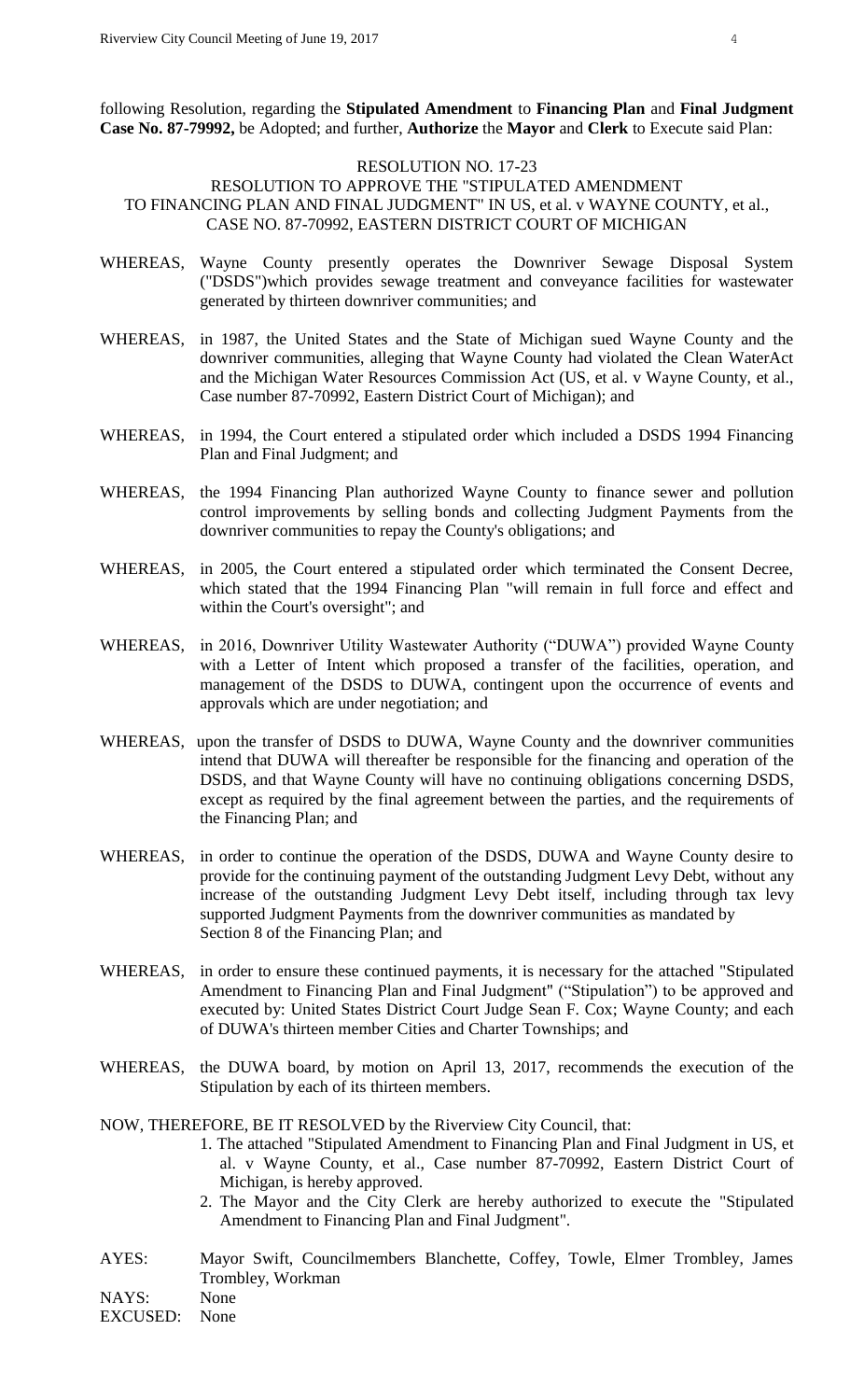following Resolution, regarding the **Stipulated Amendment** to **Financing Plan** and **Final Judgment Case No. 87-79992,** be Adopted; and further, **Authorize** the **Mayor** and **Clerk** to Execute said Plan:

RESOLUTION NO. 17-23

RESOLUTION TO APPROVE THE "STIPULATED AMENDMENT TO FINANCING PLAN AND FINAL JUDGMENT" IN US, et al. v WAYNE COUNTY, et al., CASE NO. 87-70992, EASTERN DISTRICT COURT OF MICHIGAN

WHEREAS, Wayne County presently operates the Downriver Sewage Disposal System ("DSDS")which provides sewage treatment and conveyance facilities for wastewater generated by thirteen downriver communities; and

WHEREAS, in 1987, the United States and the State of Michigan sued Wayne County and the downriver communities, alleging that Wayne County had violated the Clean WaterAct and the Michigan Water Resources Commission Act (US, et al. v Wayne County, et al., Case number 87-70992, Eastern District Court of Michigan); and

WHEREAS, in 1994, the Court entered a stipulated order which included a DSDS 1994 Financing Plan and Final Judgment; and

WHEREAS, the 1994 Financing Plan authorized Wayne County to finance sewer and pollution control improvements by selling bonds and collecting Judgment Payments from the downriver communities to repay the County's obligations; and

WHEREAS, in 2005, the Court entered a stipulated order which terminated the Consent Decree, which stated that the 1994 Financing Plan "will remain in full force and effect and within the Court's oversight"; and

WHEREAS, in 2016, Downriver Utility Wastewater Authority ("DUWA") provided Wayne County with a Letter of Intent which proposed a transfer of the facilities, operation, and management of the DSDS to DUWA, contingent upon the occurrence of events and approvals which are under negotiation; and

WHEREAS, upon the transfer of DSDS to DUWA, Wayne County and the downriver communities intend that DUWA will thereafter be responsible for the financing and operation of the DSDS, and that Wayne County will have no continuing obligations concerning DSDS, except as required by the final agreement between the parties, and the requirements of the Financing Plan; and

WHEREAS, in order to continue the operation of the DSDS, DUWA and Wayne County desire to provide for the continuing payment of the outstanding Judgment Levy Debt, without any increase of the outstanding Judgment Levy Debt itself, including through tax levy supported Judgment Payments from the downriver communities as mandated by Section 8 of the Financing Plan; and

WHEREAS, in order to ensure these continued payments, it is necessary for the attached "Stipulated Amendment to Financing Plan and Final Judgment" ("Stipulation") to be approved and executed by: United States District Court Judge Sean F. Cox; Wayne County; and each of DUWA's thirteen member Cities and Charter Townships; and

WHEREAS, the DUWA board, by motion on April 13, 2017, recommends the execution of the Stipulation by each of its thirteen members.

NOW, THEREFORE, BE IT RESOLVED by the Riverview City Council, that:

1. The attached "Stipulated Amendment to Financing Plan and Final Judgment in US, et al. v Wayne County, et al., Case number 87-70992, Eastern District Court of Michigan, is hereby approved.
2. The Mayor and the City Clerk are hereby authorized to execute the "Stipulated Amendment to Financing Plan and Final Judgment".

AYES: Mayor Swift, Councilmembers Blanchette, Coffey, Towle, Elmer Trombley, James Trombley, Workman

NAYS: None

EXCUSED: None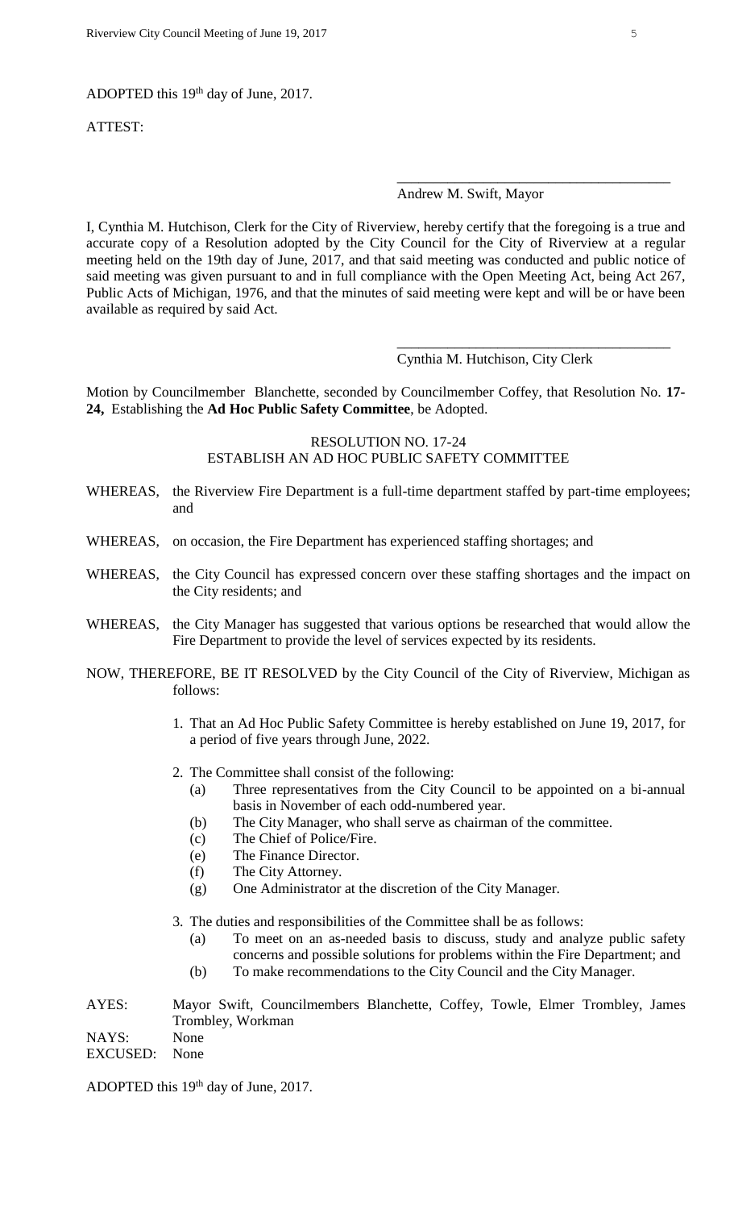ADOPTED this 19th day of June, 2017.

ATTEST:

\_\_\_\_\_\_\_\_\_\_\_\_\_\_\_\_\_\_\_\_\_\_\_\_\_\_\_\_\_\_\_\_\_\_\_\_\_\_

Andrew M. Swift, Mayor

I, Cynthia M. Hutchison, Clerk for the City of Riverview, hereby certify that the foregoing is a true and accurate copy of a Resolution adopted by the City Council for the City of Riverview at a regular meeting held on the 19th day of June, 2017, and that said meeting was conducted and public notice of said meeting was given pursuant to and in full compliance with the Open Meeting Act, being Act 267, Public Acts of Michigan, 1976, and that the minutes of said meeting were kept and will be or have been available as required by said Act.

\_\_\_\_\_\_\_\_\_\_\_\_\_\_\_\_\_\_\_\_\_\_\_\_\_\_\_\_\_\_\_\_\_\_\_\_\_\_

Cynthia M. Hutchison, City Clerk

Motion by Councilmember Blanchette, seconded by Councilmember Coffey, that Resolution No. **17-24,** Establishing the **Ad Hoc Public Safety Committee**, be Adopted.

RESOLUTION NO. 17-24
ESTABLISH AN AD HOC PUBLIC SAFETY COMMITTEE

WHEREAS, the Riverview Fire Department is a full-time department staffed by part-time employees; and

WHEREAS, on occasion, the Fire Department has experienced staffing shortages; and

WHEREAS, the City Council has expressed concern over these staffing shortages and the impact on the City residents; and

WHEREAS, the City Manager has suggested that various options be researched that would allow the Fire Department to provide the level of services expected by its residents.

NOW, THEREFORE, BE IT RESOLVED by the City Council of the City of Riverview, Michigan as follows:

1. That an Ad Hoc Public Safety Committee is hereby established on June 19, 2017, for a period of five years through June, 2022.

2. The Committee shall consist of the following:
   (a) Three representatives from the City Council to be appointed on a bi-annual basis in November of each odd-numbered year.
   (b) The City Manager, who shall serve as chairman of the committee.
   (c) The Chief of Police/Fire.
   (e) The Finance Director.
   (f) The City Attorney.
   (g) One Administrator at the discretion of the City Manager.

3. The duties and responsibilities of the Committee shall be as follows:
   (a) To meet on an as-needed basis to discuss, study and analyze public safety concerns and possible solutions for problems within the Fire Department; and
   (b) To make recommendations to the City Council and the City Manager.

AYES: Mayor Swift, Councilmembers Blanchette, Coffey, Towle, Elmer Trombley, James Trombley, Workman

NAYS: None

EXCUSED: None

ADOPTED this 19th day of June, 2017.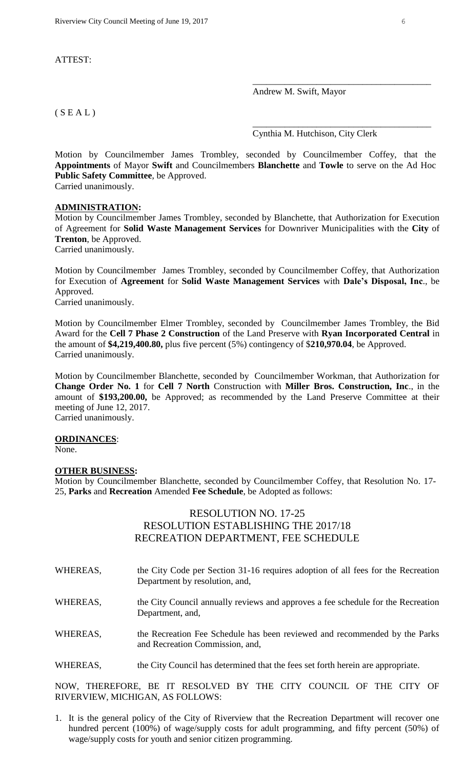ATTEST:

\_\_\_\_\_\_\_\_\_\_\_\_\_\_\_\_\_\_\_\_\_\_\_\_\_\_\_\_\_\_\_\_\_\_\_\_\_\_\_

Andrew M. Swift, Mayor

( S E A L )

\_\_\_\_\_\_\_\_\_\_\_\_\_\_\_\_\_\_\_\_\_\_\_\_\_\_\_\_\_\_\_\_\_\_\_\_\_\_\_

Cynthia M. Hutchison, City Clerk

Motion by Councilmember James Trombley, seconded by Councilmember Coffey, that the **Appointments** of Mayor **Swift** and Councilmembers **Blanchette** and **Towle** to serve on the Ad Hoc **Public Safety Committee**, be Approved.
Carried unanimously.

**ADMINISTRATION:**

Motion by Councilmember James Trombley, seconded by Blanchette, that Authorization for Execution of Agreement for **Solid Waste Management Services** for Downriver Municipalities with the **City** of **Trenton**, be Approved.
Carried unanimously.

Motion by Councilmember James Trombley, seconded by Councilmember Coffey, that Authorization for Execution of **Agreement** for **Solid Waste Management Services** with **Dale's Disposal, Inc**., be Approved.
Carried unanimously.

Motion by Councilmember Elmer Trombley, seconded by Councilmember James Trombley, the Bid Award for the **Cell 7 Phase 2 Construction** of the Land Preserve with **Ryan Incorporated Central** in the amount of **$4,219,400.80,** plus five percent (5%) contingency of $**210,970.04**, be Approved.
Carried unanimously.

Motion by Councilmember Blanchette, seconded by Councilmember Workman, that Authorization for **Change Order No. 1** for **Cell 7 North** Construction with **Miller Bros. Construction, Inc**., in the amount of **$193,200.00,** be Approved; as recommended by the Land Preserve Committee at their meeting of June 12, 2017.
Carried unanimously.

**ORDINANCES**:

None.

**OTHER BUSINESS:**

Motion by Councilmember Blanchette, seconded by Councilmember Coffey, that Resolution No. 17-25, **Parks** and **Recreation** Amended **Fee Schedule**, be Adopted as follows:

## RESOLUTION NO. 17-25
## RESOLUTION ESTABLISHING THE 2017/18 RECREATION DEPARTMENT, FEE SCHEDULE

WHEREAS, the City Code per Section 31-16 requires adoption of all fees for the Recreation Department by resolution, and,

WHEREAS, the City Council annually reviews and approves a fee schedule for the Recreation Department, and,

WHEREAS, the Recreation Fee Schedule has been reviewed and recommended by the Parks and Recreation Commission, and,

WHEREAS, the City Council has determined that the fees set forth herein are appropriate.

NOW, THEREFORE, BE IT RESOLVED BY THE CITY COUNCIL OF THE CITY OF RIVERVIEW, MICHIGAN, AS FOLLOWS:

1. It is the general policy of the City of Riverview that the Recreation Department will recover one hundred percent (100%) of wage/supply costs for adult programming, and fifty percent (50%) of wage/supply costs for youth and senior citizen programming.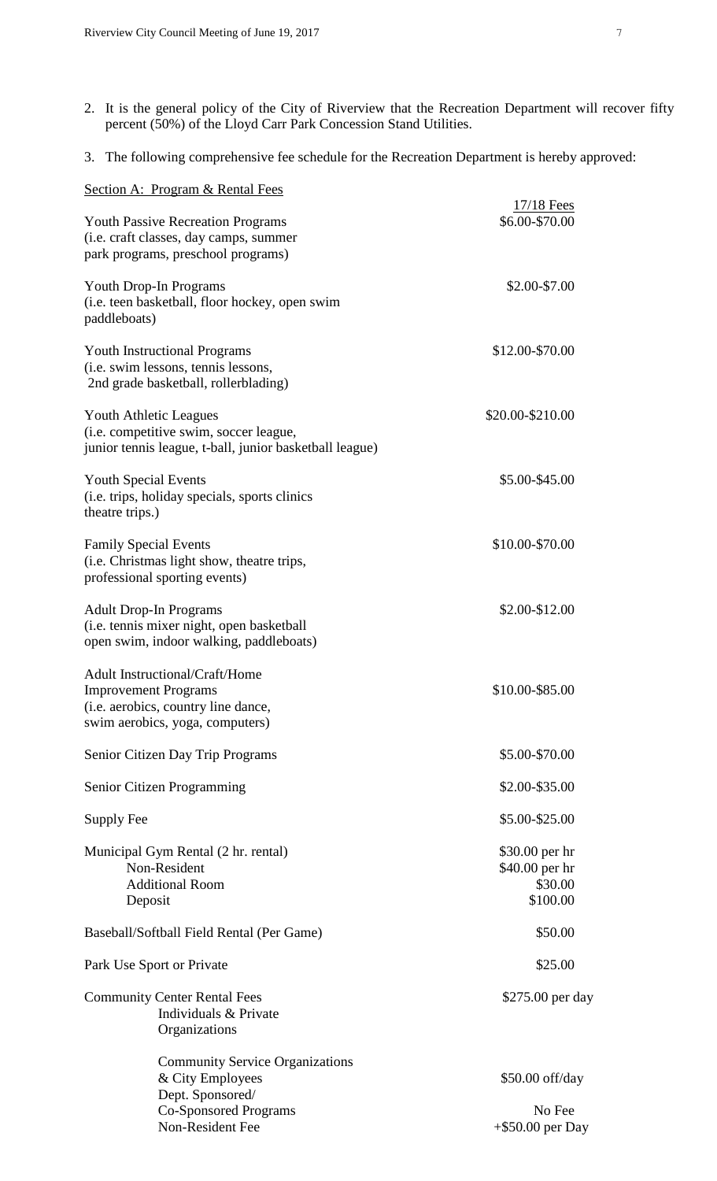2. It is the general policy of the City of Riverview that the Recreation Department will recover fifty percent (50%) of the Lloyd Carr Park Concession Stand Utilities.

3. The following comprehensive fee schedule for the Recreation Department is hereby approved:

Section A: Program & Rental Fees

| | 17/18 Fees |
|---|---|
| Youth Passive Recreation Programs (i.e. craft classes, day camps, summer park programs, preschool programs) | \$6.00-\$70.00 |
| Youth Drop-In Programs (i.e. teen basketball, floor hockey, open swim paddleboats) | \$2.00-\$7.00 |
| Youth Instructional Programs (i.e. swim lessons, tennis lessons, 2nd grade basketball, rollerblading) | \$12.00-\$70.00 |
| Youth Athletic Leagues (i.e. competitive swim, soccer league, junior tennis league, t-ball, junior basketball league) | \$20.00-\$210.00 |
| Youth Special Events (i.e. trips, holiday specials, sports clinics theatre trips.) | \$5.00-\$45.00 |
| Family Special Events (i.e. Christmas light show, theatre trips, professional sporting events) | \$10.00-\$70.00 |
| Adult Drop-In Programs (i.e. tennis mixer night, open basketball open swim, indoor walking, paddleboats) | \$2.00-\$12.00 |
| Adult Instructional/Craft/Home Improvement Programs (i.e. aerobics, country line dance, swim aerobics, yoga, computers) | \$10.00-\$85.00 |
| Senior Citizen Day Trip Programs | \$5.00-\$70.00 |
| Senior Citizen Programming | \$2.00-\$35.00 |
| Supply Fee | \$5.00-\$25.00 |
| Municipal Gym Rental (2 hr. rental) | \$30.00 per hr |
| Non-Resident | \$40.00 per hr |
| Additional Room | \$30.00 |
| Deposit | \$100.00 |
| Baseball/Softball Field Rental (Per Game) | \$50.00 |
| Park Use Sport or Private | \$25.00 |
| Community Center Rental Fees Individuals & Private Organizations | \$275.00 per day |
| Community Service Organizations & City Employees | \$50.00 off/day |
| Dept. Sponsored/ Co-Sponsored Programs | No Fee |
| Non-Resident Fee | +\$50.00 per Day |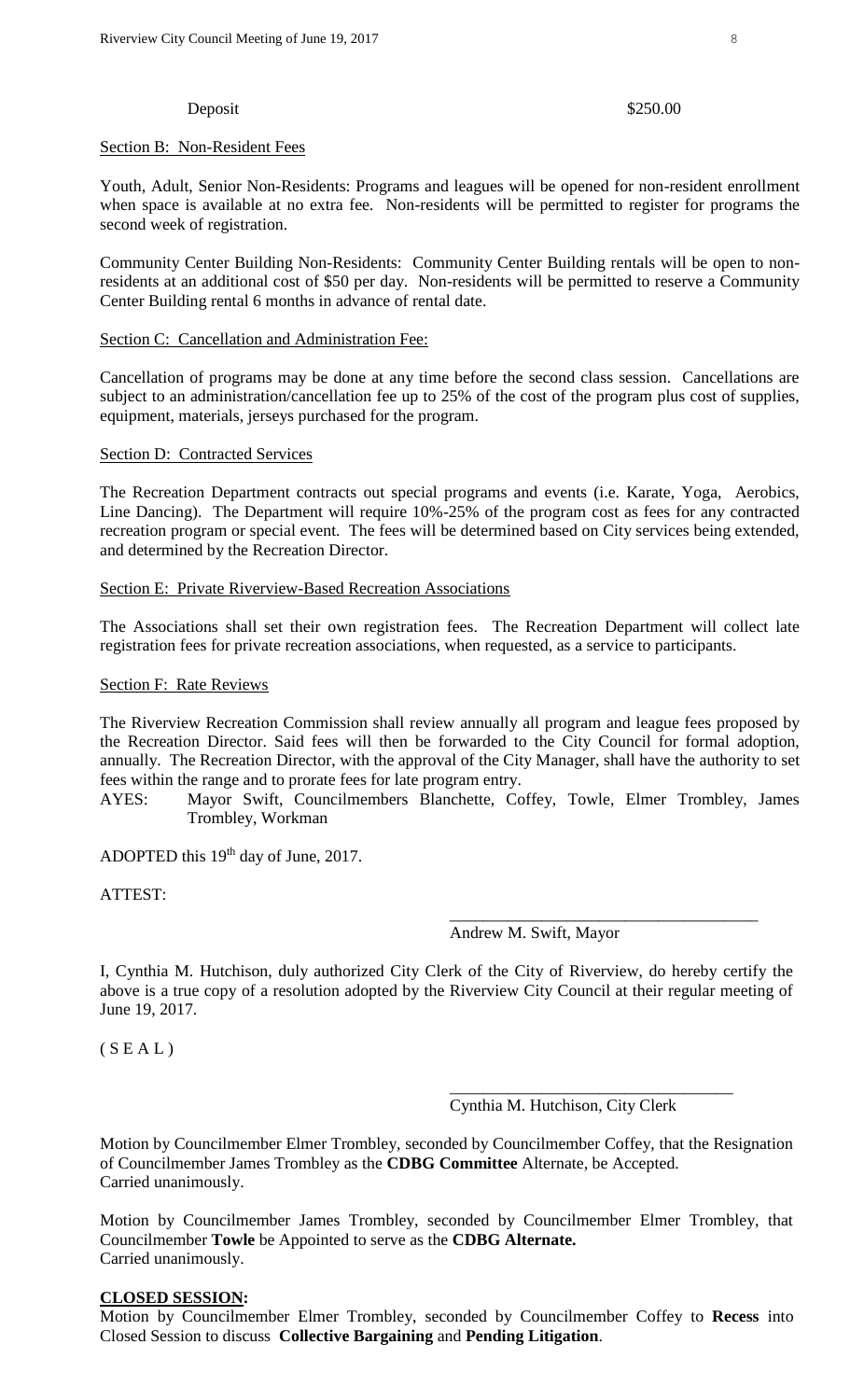Deposit $250.00

Section B: Non-Resident Fees

Youth, Adult, Senior Non-Residents: Programs and leagues will be opened for non-resident enrollment when space is available at no extra fee. Non-residents will be permitted to register for programs the second week of registration.

Community Center Building Non-Residents: Community Center Building rentals will be open to non-residents at an additional cost of $50 per day. Non-residents will be permitted to reserve a Community Center Building rental 6 months in advance of rental date.

Section C: Cancellation and Administration Fee:

Cancellation of programs may be done at any time before the second class session. Cancellations are subject to an administration/cancellation fee up to 25% of the cost of the program plus cost of supplies, equipment, materials, jerseys purchased for the program.

Section D: Contracted Services

The Recreation Department contracts out special programs and events (i.e. Karate, Yoga, Aerobics, Line Dancing). The Department will require 10%-25% of the program cost as fees for any contracted recreation program or special event. The fees will be determined based on City services being extended, and determined by the Recreation Director.

Section E: Private Riverview-Based Recreation Associations

The Associations shall set their own registration fees. The Recreation Department will collect late registration fees for private recreation associations, when requested, as a service to participants.

Section F: Rate Reviews

The Riverview Recreation Commission shall review annually all program and league fees proposed by the Recreation Director. Said fees will then be forwarded to the City Council for formal adoption, annually. The Recreation Director, with the approval of the City Manager, shall have the authority to set fees within the range and to prorate fees for late program entry.

AYES: Mayor Swift, Councilmembers Blanchette, Coffey, Towle, Elmer Trombley, James Trombley, Workman

ADOPTED this 19th day of June, 2017.

ATTEST:

\_\_\_\_\_\_\_\_\_\_\_\_\_\_\_\_\_\_\_\_\_\_\_\_\_\_\_\_\_\_\_\_\_\_\_\_\_
Andrew M. Swift, Mayor

I, Cynthia M. Hutchison, duly authorized City Clerk of the City of Riverview, do hereby certify the above is a true copy of a resolution adopted by the Riverview City Council at their regular meeting of June 19, 2017.

( S E A L )

\_\_\_\_\_\_\_\_\_\_\_\_\_\_\_\_\_\_\_\_\_\_\_\_\_\_\_\_\_\_\_\_\_\_\_\_
Cynthia M. Hutchison, City Clerk

Motion by Councilmember Elmer Trombley, seconded by Councilmember Coffey, that the Resignation of Councilmember James Trombley as the **CDBG Committee** Alternate, be Accepted.
Carried unanimously.

Motion by Councilmember James Trombley, seconded by Councilmember Elmer Trombley, that Councilmember **Towle** be Appointed to serve as the **CDBG Alternate.**
Carried unanimously.

**CLOSED SESSION:**

Motion by Councilmember Elmer Trombley, seconded by Councilmember Coffey to **Recess** into Closed Session to discuss **Collective Bargaining** and **Pending Litigation**.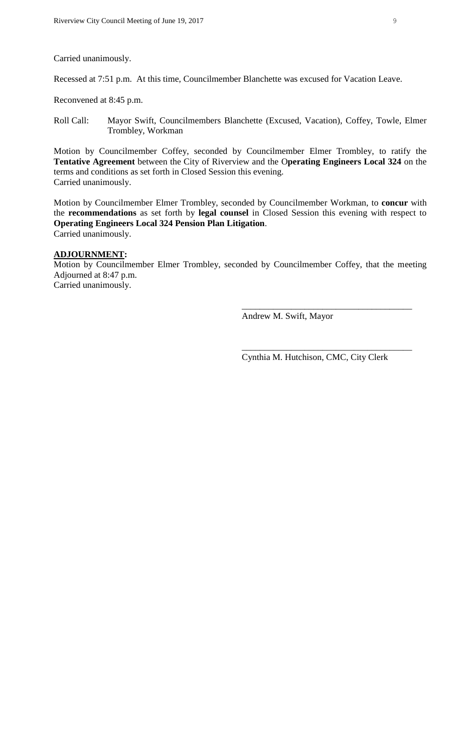Carried unanimously.

Recessed at 7:51 p.m. At this time, Councilmember Blanchette was excused for Vacation Leave.

Reconvened at 8:45 p.m.

Roll Call: Mayor Swift, Councilmembers Blanchette (Excused, Vacation), Coffey, Towle, Elmer Trombley, Workman

Motion by Councilmember Coffey, seconded by Councilmember Elmer Trombley, to ratify the **Tentative Agreement** between the City of Riverview and the O**perating Engineers Local 324** on the terms and conditions as set forth in Closed Session this evening.
Carried unanimously.

Motion by Councilmember Elmer Trombley, seconded by Councilmember Workman, to **concur** with the **recommendations** as set forth by **legal counsel** in Closed Session this evening with respect to **Operating Engineers Local 324 Pension Plan Litigation**.
Carried unanimously.

**ADJOURNMENT:**
Motion by Councilmember Elmer Trombley, seconded by Councilmember Coffey, that the meeting Adjourned at 8:47 p.m.
Carried unanimously.

_____________________________________
Andrew M. Swift, Mayor

_____________________________________
Cynthia M. Hutchison, CMC, City Clerk